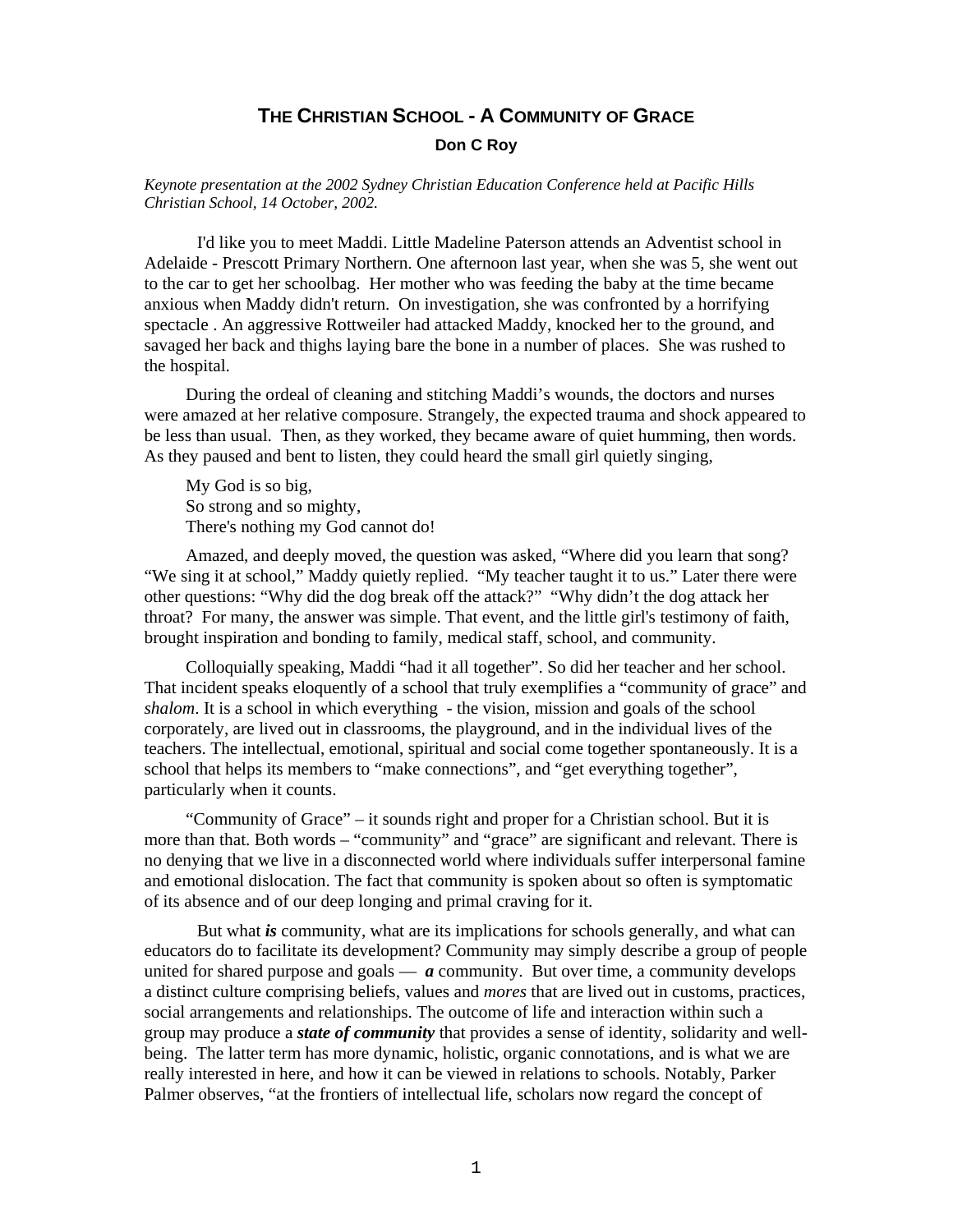# THE CHRISTIAN SCHOOL - A COMMUNITY OF GRACE

**Don C Roy**

*Keynote presentation at the 2002 Sydney Christian Education Conference held at Pacific Hills Christian School, 14 October, 2002.*

I'd like you to meet Maddi. Little Madeline Paterson attends an Adventist school in Adelaide - Prescott Primary Northern. One afternoon last year, when she was 5, she went out to the car to get her schoolbag. Her mother who was feeding the baby at the time became anxious when Maddy didn't return. On investigation, she was confronted by a horrifying spectacle . An aggressive Rottweiler had attacked Maddy, knocked her to the ground, and savaged her back and thighs laying bare the bone in a number of places. She was rushed to the hospital.

During the ordeal of cleaning and stitching Maddi's wounds, the doctors and nurses were amazed at her relative composure. Strangely, the expected trauma and shock appeared to be less than usual. Then, as they worked, they became aware of quiet humming, then words. As they paused and bent to listen, they could heard the small girl quietly singing,

My God is so big,
So strong and so mighty,
There's nothing my God cannot do!

Amazed, and deeply moved, the question was asked, "Where did you learn that song? "We sing it at school," Maddy quietly replied. "My teacher taught it to us." Later there were other questions: "Why did the dog break off the attack?" "Why didn't the dog attack her throat? For many, the answer was simple. That event, and the little girl's testimony of faith, brought inspiration and bonding to family, medical staff, school, and community.

Colloquially speaking, Maddi "had it all together". So did her teacher and her school. That incident speaks eloquently of a school that truly exemplifies a "community of grace" and *shalom*. It is a school in which everything - the vision, mission and goals of the school corporately, are lived out in classrooms, the playground, and in the individual lives of the teachers. The intellectual, emotional, spiritual and social come together spontaneously. It is a school that helps its members to "make connections", and "get everything together", particularly when it counts.

"Community of Grace" – it sounds right and proper for a Christian school. But it is more than that. Both words – "community" and "grace" are significant and relevant. There is no denying that we live in a disconnected world where individuals suffer interpersonal famine and emotional dislocation. The fact that community is spoken about so often is symptomatic of its absence and of our deep longing and primal craving for it.

But what ***is*** community, what are its implications for schools generally, and what can educators do to facilitate its development? Community may simply describe a group of people united for shared purpose and goals — ***a*** community. But over time, a community develops a distinct culture comprising beliefs, values and *mores* that are lived out in customs, practices, social arrangements and relationships. The outcome of life and interaction within such a group may produce a ***state of community*** that provides a sense of identity, solidarity and well-being. The latter term has more dynamic, holistic, organic connotations, and is what we are really interested in here, and how it can be viewed in relations to schools. Notably, Parker Palmer observes, "at the frontiers of intellectual life, scholars now regard the concept of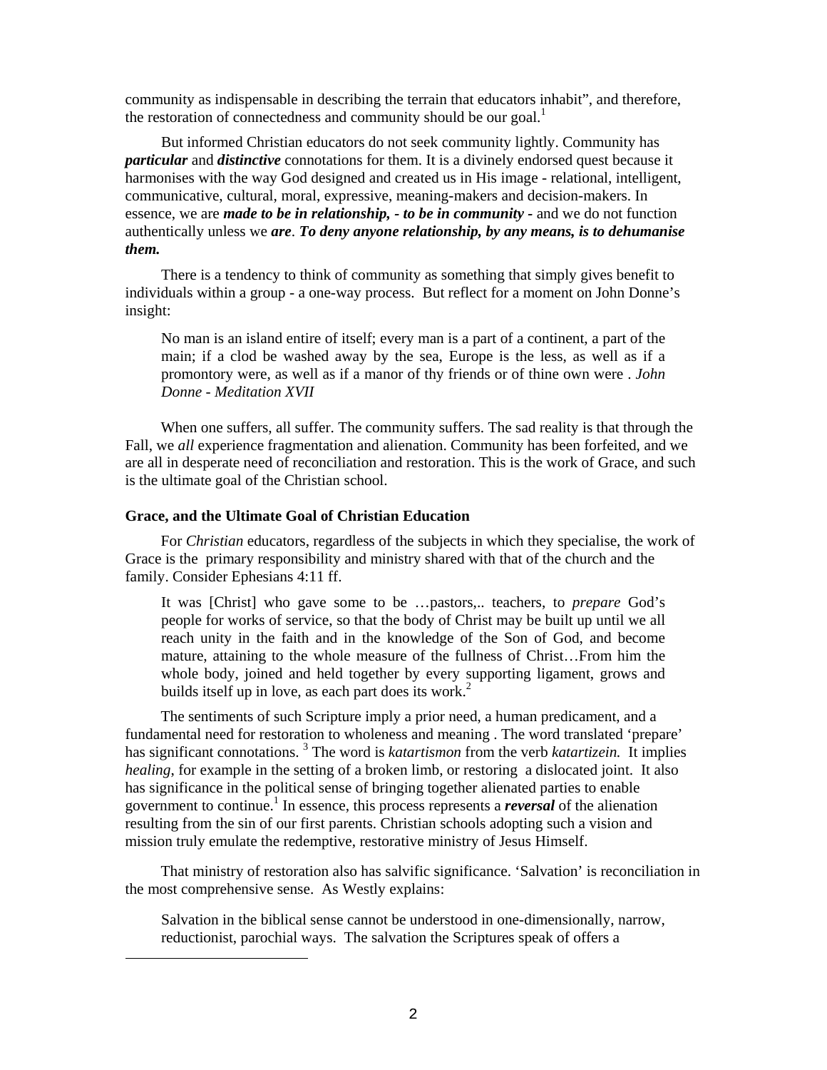community as indispensable in describing the terrain that educators inhabit", and therefore, the restoration of connectedness and community should be our goal.[1]

But informed Christian educators do not seek community lightly. Community has ***particular*** and ***distinctive*** connotations for them. It is a divinely endorsed quest because it harmonises with the way God designed and created us in His image - relational, intelligent, communicative, cultural, moral, expressive, meaning-makers and decision-makers. In essence, we are ***made to be in relationship, - to be in community*** - and we do not function authentically unless we ***are***. ***To deny anyone relationship, by any means, is to dehumanise them.***

There is a tendency to think of community as something that simply gives benefit to individuals within a group - a one-way process. But reflect for a moment on John Donne's insight:

> No man is an island entire of itself; every man is a part of a continent, a part of the main; if a clod be washed away by the sea, Europe is the less, as well as if a promontory were, as well as if a manor of thy friends or of thine own were . *John Donne - Meditation XVII*

When one suffers, all suffer. The community suffers. The sad reality is that through the Fall, we *all* experience fragmentation and alienation. Community has been forfeited, and we are all in desperate need of reconciliation and restoration. This is the work of Grace, and such is the ultimate goal of the Christian school.

### Grace, and the Ultimate Goal of Christian Education

For *Christian* educators, regardless of the subjects in which they specialise, the work of Grace is the primary responsibility and ministry shared with that of the church and the family. Consider Ephesians 4:11 ff.

> It was [Christ] who gave some to be …pastors,.. teachers, to *prepare* God's people for works of service, so that the body of Christ may be built up until we all reach unity in the faith and in the knowledge of the Son of God, and become mature, attaining to the whole measure of the fullness of Christ…From him the whole body, joined and held together by every supporting ligament, grows and builds itself up in love, as each part does its work.[2]

The sentiments of such Scripture imply a prior need, a human predicament, and a fundamental need for restoration to wholeness and meaning . The word translated 'prepare' has significant connotations. [3] The word is *katartismon* from the verb *katartizein.* It implies *healing*, for example in the setting of a broken limb, or restoring a dislocated joint. It also has significance in the political sense of bringing together alienated parties to enable government to continue.[1] In essence, this process represents a ***reversal*** of the alienation resulting from the sin of our first parents. Christian schools adopting such a vision and mission truly emulate the redemptive, restorative ministry of Jesus Himself.

That ministry of restoration also has salvific significance. 'Salvation' is reconciliation in the most comprehensive sense. As Westly explains:

> Salvation in the biblical sense cannot be understood in one-dimensionally, narrow, reductionist, parochial ways. The salvation the Scriptures speak of offers a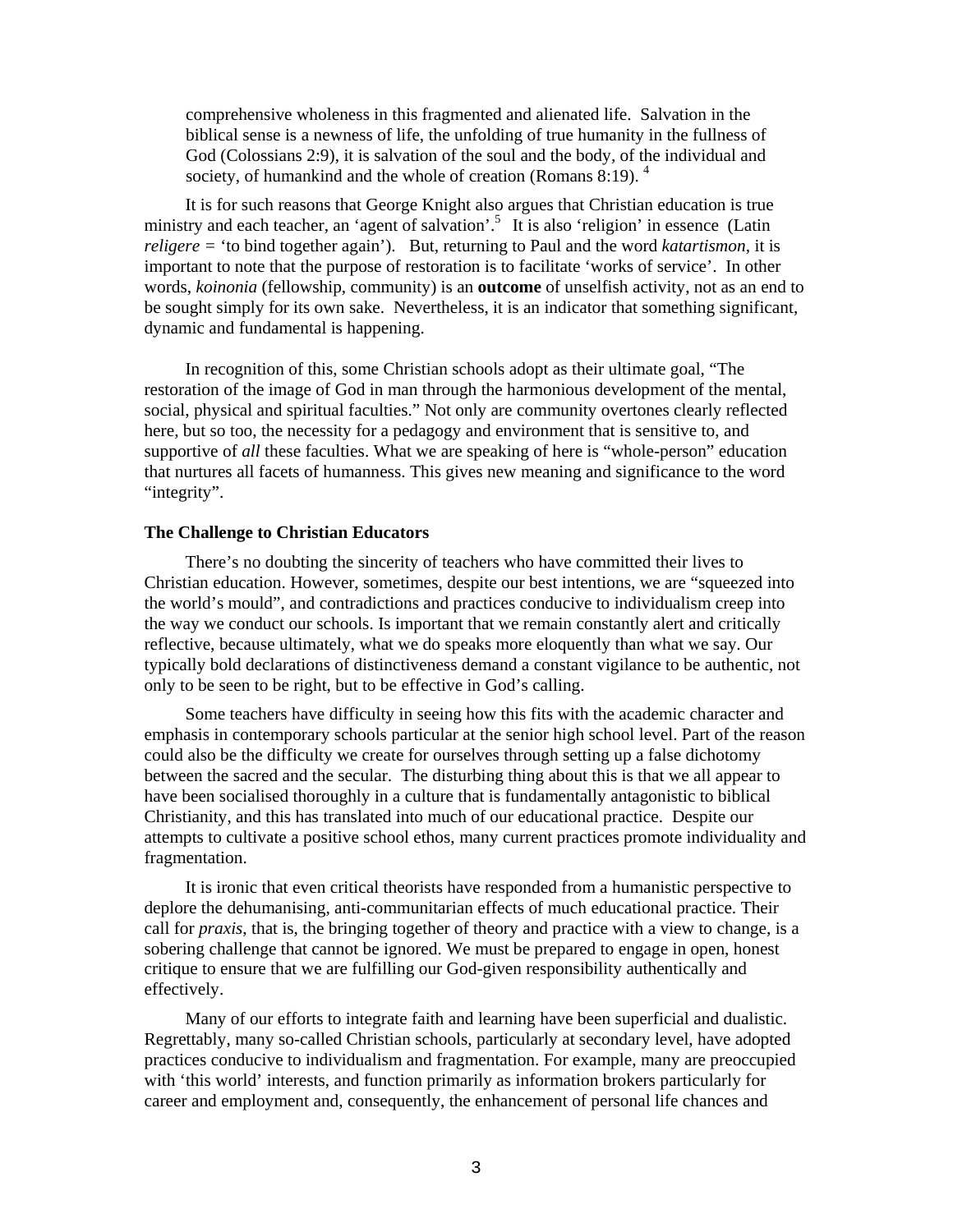comprehensive wholeness in this fragmented and alienated life. Salvation in the biblical sense is a newness of life, the unfolding of true humanity in the fullness of God (Colossians 2:9), it is salvation of the soul and the body, of the individual and society, of humankind and the whole of creation (Romans 8:19). [4]

It is for such reasons that George Knight also argues that Christian education is true ministry and each teacher, an 'agent of salvation'.[5] It is also 'religion' in essence (Latin *religere* = 'to bind together again'). But, returning to Paul and the word *katartismon*, it is important to note that the purpose of restoration is to facilitate 'works of service'. In other words, *koinonia* (fellowship, community) is an **outcome** of unselfish activity, not as an end to be sought simply for its own sake. Nevertheless, it is an indicator that something significant, dynamic and fundamental is happening.

In recognition of this, some Christian schools adopt as their ultimate goal, "The restoration of the image of God in man through the harmonious development of the mental, social, physical and spiritual faculties." Not only are community overtones clearly reflected here, but so too, the necessity for a pedagogy and environment that is sensitive to, and supportive of *all* these faculties. What we are speaking of here is "whole-person" education that nurtures all facets of humanness. This gives new meaning and significance to the word "integrity".

**The Challenge to Christian Educators**

There's no doubting the sincerity of teachers who have committed their lives to Christian education. However, sometimes, despite our best intentions, we are "squeezed into the world's mould", and contradictions and practices conducive to individualism creep into the way we conduct our schools. Is important that we remain constantly alert and critically reflective, because ultimately, what we do speaks more eloquently than what we say. Our typically bold declarations of distinctiveness demand a constant vigilance to be authentic, not only to be seen to be right, but to be effective in God's calling.

Some teachers have difficulty in seeing how this fits with the academic character and emphasis in contemporary schools particular at the senior high school level. Part of the reason could also be the difficulty we create for ourselves through setting up a false dichotomy between the sacred and the secular. The disturbing thing about this is that we all appear to have been socialised thoroughly in a culture that is fundamentally antagonistic to biblical Christianity, and this has translated into much of our educational practice. Despite our attempts to cultivate a positive school ethos, many current practices promote individuality and fragmentation.

It is ironic that even critical theorists have responded from a humanistic perspective to deplore the dehumanising, anti-communitarian effects of much educational practice. Their call for *praxis*, that is, the bringing together of theory and practice with a view to change, is a sobering challenge that cannot be ignored. We must be prepared to engage in open, honest critique to ensure that we are fulfilling our God-given responsibility authentically and effectively.

Many of our efforts to integrate faith and learning have been superficial and dualistic. Regrettably, many so-called Christian schools, particularly at secondary level, have adopted practices conducive to individualism and fragmentation. For example, many are preoccupied with 'this world' interests, and function primarily as information brokers particularly for career and employment and, consequently, the enhancement of personal life chances and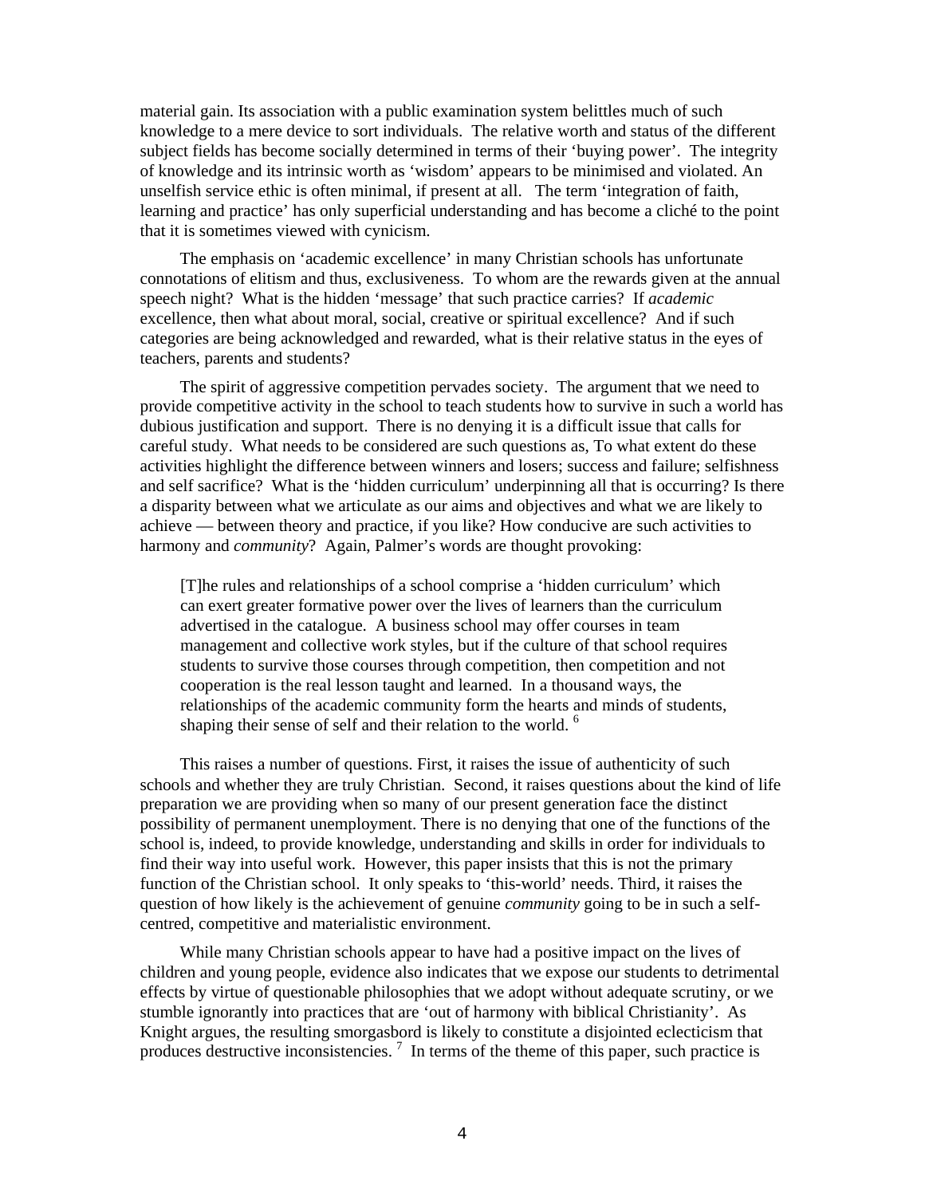material gain. Its association with a public examination system belittles much of such knowledge to a mere device to sort individuals. The relative worth and status of the different subject fields has become socially determined in terms of their 'buying power'. The integrity of knowledge and its intrinsic worth as 'wisdom' appears to be minimised and violated. An unselfish service ethic is often minimal, if present at all. The term 'integration of faith, learning and practice' has only superficial understanding and has become a cliché to the point that it is sometimes viewed with cynicism.

The emphasis on 'academic excellence' in many Christian schools has unfortunate connotations of elitism and thus, exclusiveness. To whom are the rewards given at the annual speech night? What is the hidden 'message' that such practice carries? If *academic* excellence, then what about moral, social, creative or spiritual excellence? And if such categories are being acknowledged and rewarded, what is their relative status in the eyes of teachers, parents and students?

The spirit of aggressive competition pervades society. The argument that we need to provide competitive activity in the school to teach students how to survive in such a world has dubious justification and support. There is no denying it is a difficult issue that calls for careful study. What needs to be considered are such questions as, To what extent do these activities highlight the difference between winners and losers; success and failure; selfishness and self sacrifice? What is the 'hidden curriculum' underpinning all that is occurring? Is there a disparity between what we articulate as our aims and objectives and what we are likely to achieve — between theory and practice, if you like? How conducive are such activities to harmony and *community*? Again, Palmer's words are thought provoking:

> [T]he rules and relationships of a school comprise a 'hidden curriculum' which can exert greater formative power over the lives of learners than the curriculum advertised in the catalogue. A business school may offer courses in team management and collective work styles, but if the culture of that school requires students to survive those courses through competition, then competition and not cooperation is the real lesson taught and learned. In a thousand ways, the relationships of the academic community form the hearts and minds of students, shaping their sense of self and their relation to the world. [6]

This raises a number of questions. First, it raises the issue of authenticity of such schools and whether they are truly Christian. Second, it raises questions about the kind of life preparation we are providing when so many of our present generation face the distinct possibility of permanent unemployment. There is no denying that one of the functions of the school is, indeed, to provide knowledge, understanding and skills in order for individuals to find their way into useful work. However, this paper insists that this is not the primary function of the Christian school. It only speaks to 'this-world' needs. Third, it raises the question of how likely is the achievement of genuine *community* going to be in such a self-centred, competitive and materialistic environment.

While many Christian schools appear to have had a positive impact on the lives of children and young people, evidence also indicates that we expose our students to detrimental effects by virtue of questionable philosophies that we adopt without adequate scrutiny, or we stumble ignorantly into practices that are 'out of harmony with biblical Christianity'. As Knight argues, the resulting smorgasbord is likely to constitute a disjointed eclecticism that produces destructive inconsistencies. [7] In terms of the theme of this paper, such practice is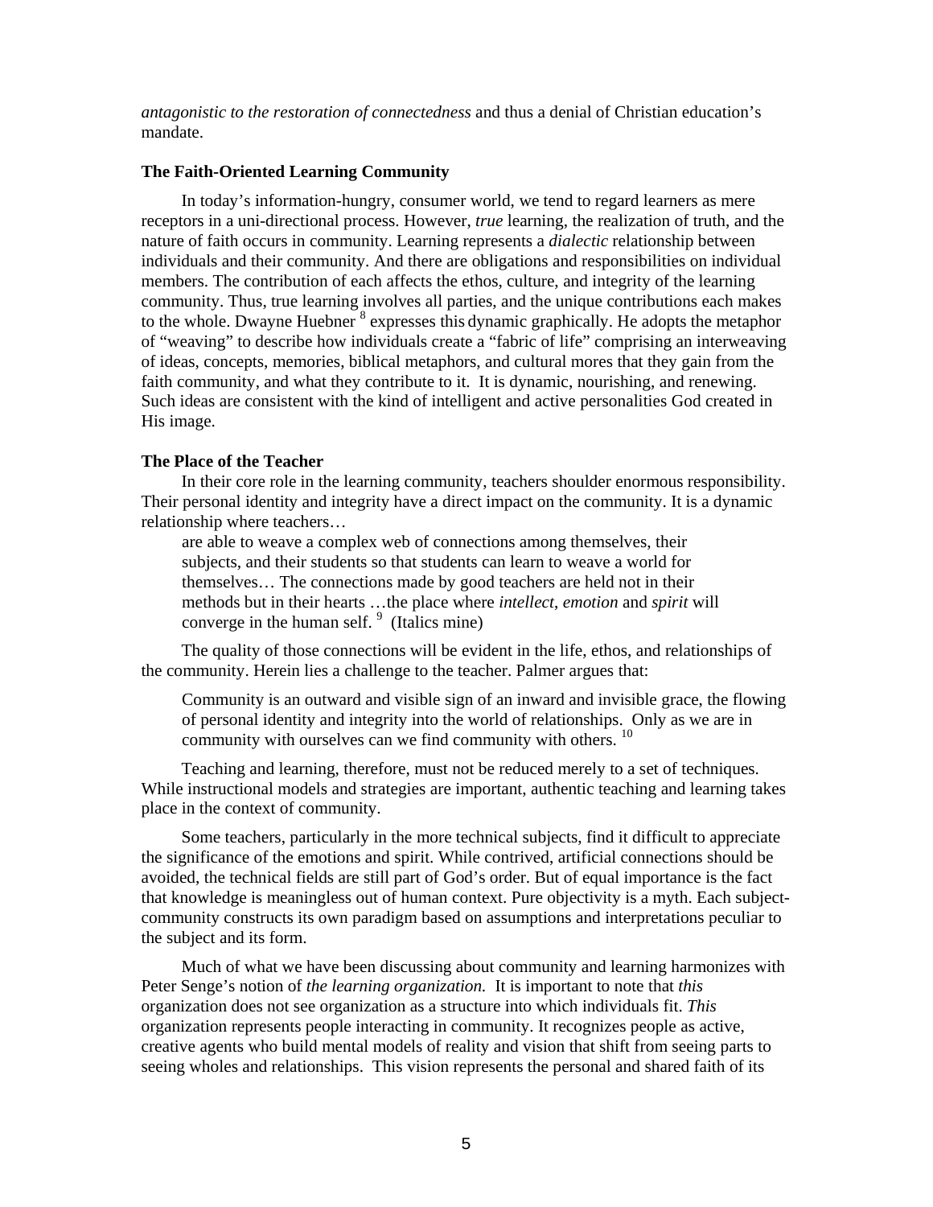*antagonistic to the restoration of connectedness* and thus a denial of Christian education's mandate.

### The Faith-Oriented Learning Community

In today's information-hungry, consumer world, we tend to regard learners as mere receptors in a uni-directional process. However, *true* learning, the realization of truth, and the nature of faith occurs in community. Learning represents a *dialectic* relationship between individuals and their community. And there are obligations and responsibilities on individual members. The contribution of each affects the ethos, culture, and integrity of the learning community. Thus, true learning involves all parties, and the unique contributions each makes to the whole. Dwayne Huebner [8] expresses this dynamic graphically. He adopts the metaphor of "weaving" to describe how individuals create a "fabric of life" comprising an interweaving of ideas, concepts, memories, biblical metaphors, and cultural mores that they gain from the faith community, and what they contribute to it. It is dynamic, nourishing, and renewing. Such ideas are consistent with the kind of intelligent and active personalities God created in His image.

### The Place of the Teacher

In their core role in the learning community, teachers shoulder enormous responsibility. Their personal identity and integrity have a direct impact on the community. It is a dynamic relationship where teachers…

> are able to weave a complex web of connections among themselves, their subjects, and their students so that students can learn to weave a world for themselves… The connections made by good teachers are held not in their methods but in their hearts …the place where *intellect*, *emotion* and *spirit* will converge in the human self. [9] (Italics mine)

The quality of those connections will be evident in the life, ethos, and relationships of the community. Herein lies a challenge to the teacher. Palmer argues that:

> Community is an outward and visible sign of an inward and invisible grace, the flowing of personal identity and integrity into the world of relationships. Only as we are in community with ourselves can we find community with others. [10]

Teaching and learning, therefore, must not be reduced merely to a set of techniques. While instructional models and strategies are important, authentic teaching and learning takes place in the context of community.

Some teachers, particularly in the more technical subjects, find it difficult to appreciate the significance of the emotions and spirit. While contrived, artificial connections should be avoided, the technical fields are still part of God's order. But of equal importance is the fact that knowledge is meaningless out of human context. Pure objectivity is a myth. Each subject-community constructs its own paradigm based on assumptions and interpretations peculiar to the subject and its form.

Much of what we have been discussing about community and learning harmonizes with Peter Senge's notion of *the learning organization.* It is important to note that *this* organization does not see organization as a structure into which individuals fit. *This* organization represents people interacting in community. It recognizes people as active, creative agents who build mental models of reality and vision that shift from seeing parts to seeing wholes and relationships. This vision represents the personal and shared faith of its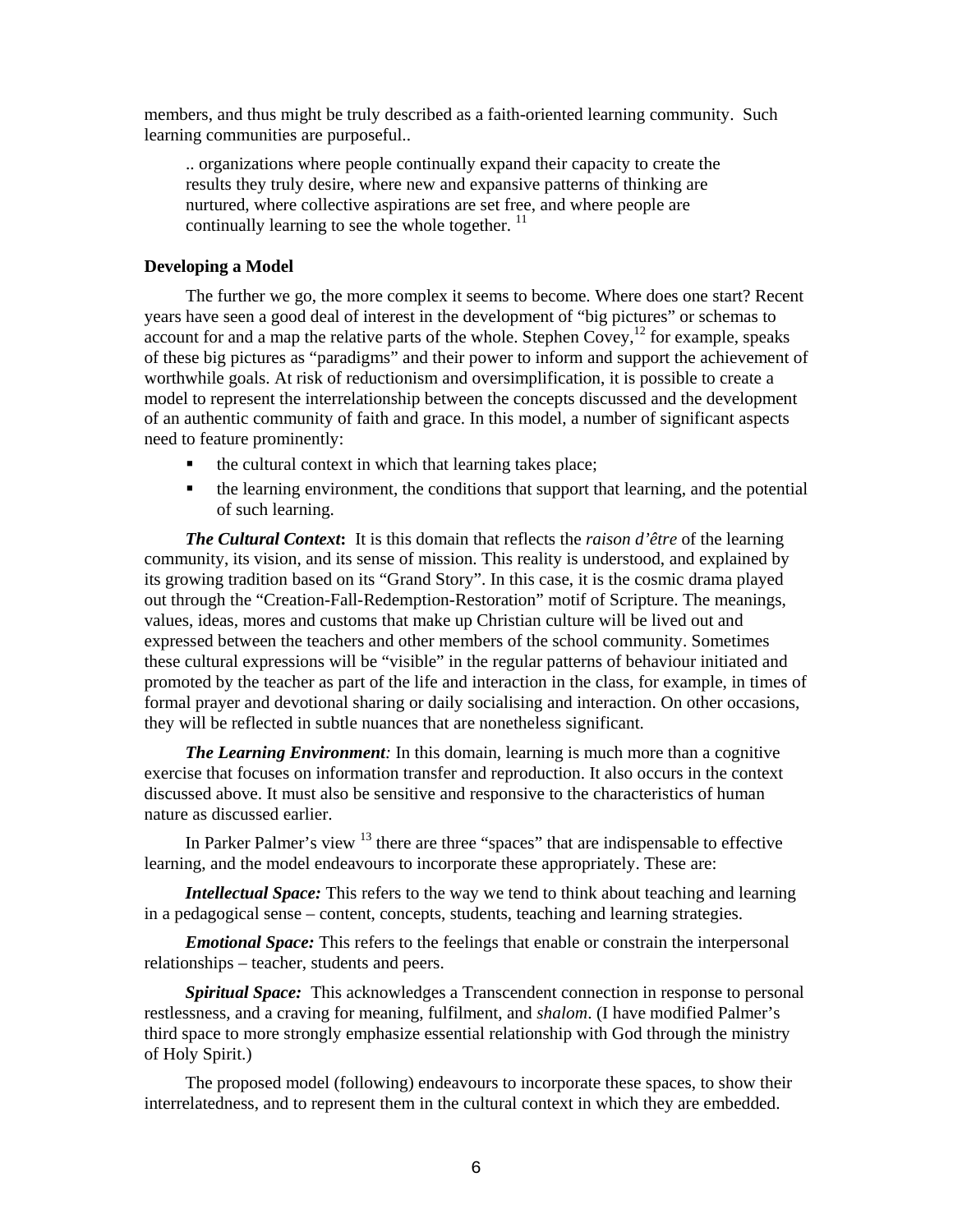members, and thus might be truly described as a faith-oriented learning community. Such learning communities are purposeful..

> .. organizations where people continually expand their capacity to create the results they truly desire, where new and expansive patterns of thinking are nurtured, where collective aspirations are set free, and where people are continually learning to see the whole together. [11]

### Developing a Model

The further we go, the more complex it seems to become. Where does one start? Recent years have seen a good deal of interest in the development of "big pictures" or schemas to account for and a map the relative parts of the whole. Stephen Covey,[12] for example, speaks of these big pictures as "paradigms" and their power to inform and support the achievement of worthwhile goals. At risk of reductionism and oversimplification, it is possible to create a model to represent the interrelationship between the concepts discussed and the development of an authentic community of faith and grace. In this model, a number of significant aspects need to feature prominently:

- the cultural context in which that learning takes place;
- the learning environment, the conditions that support that learning, and the potential of such learning.

***The Cultural Context*:** It is this domain that reflects the *raison d'être* of the learning community, its vision, and its sense of mission. This reality is understood, and explained by its growing tradition based on its "Grand Story". In this case, it is the cosmic drama played out through the "Creation-Fall-Redemption-Restoration" motif of Scripture. The meanings, values, ideas, mores and customs that make up Christian culture will be lived out and expressed between the teachers and other members of the school community. Sometimes these cultural expressions will be "visible" in the regular patterns of behaviour initiated and promoted by the teacher as part of the life and interaction in the class, for example, in times of formal prayer and devotional sharing or daily socialising and interaction. On other occasions, they will be reflected in subtle nuances that are nonetheless significant.

***The Learning Environment:*** In this domain, learning is much more than a cognitive exercise that focuses on information transfer and reproduction. It also occurs in the context discussed above. It must also be sensitive and responsive to the characteristics of human nature as discussed earlier.

In Parker Palmer's view [13] there are three "spaces" that are indispensable to effective learning, and the model endeavours to incorporate these appropriately. These are:

***Intellectual Space:*** This refers to the way we tend to think about teaching and learning in a pedagogical sense – content, concepts, students, teaching and learning strategies.

***Emotional Space:*** This refers to the feelings that enable or constrain the interpersonal relationships – teacher, students and peers.

***Spiritual Space:*** This acknowledges a Transcendent connection in response to personal restlessness, and a craving for meaning, fulfilment, and *shalom*. (I have modified Palmer's third space to more strongly emphasize essential relationship with God through the ministry of Holy Spirit.)

The proposed model (following) endeavours to incorporate these spaces, to show their interrelatedness, and to represent them in the cultural context in which they are embedded.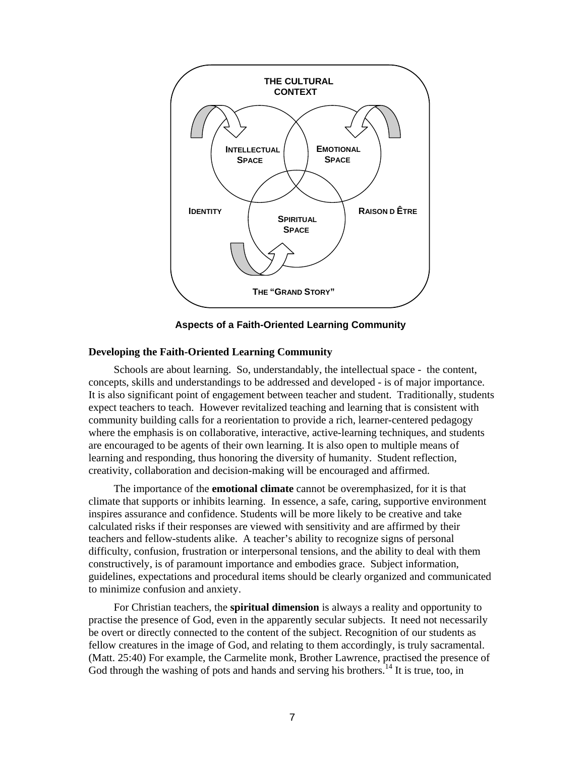THE CULTURAL CONTEXT

INTELLECTUAL SPACE

EMOTIONAL SPACE

IDENTITY

RAISON D ÊTRE

SPIRITUAL SPACE

THE "GRAND STORY"

**Aspects of a Faith-Oriented Learning Community**

### Developing the Faith-Oriented Learning Community

Schools are about learning. So, understandably, the intellectual space - the content, concepts, skills and understandings to be addressed and developed - is of major importance. It is also significant point of engagement between teacher and student. Traditionally, students expect teachers to teach. However revitalized teaching and learning that is consistent with community building calls for a reorientation to provide a rich, learner-centered pedagogy where the emphasis is on collaborative, interactive, active-learning techniques, and students are encouraged to be agents of their own learning. It is also open to multiple means of learning and responding, thus honoring the diversity of humanity. Student reflection, creativity, collaboration and decision-making will be encouraged and affirmed.

The importance of the **emotional climate** cannot be overemphasized, for it is that climate that supports or inhibits learning. In essence, a safe, caring, supportive environment inspires assurance and confidence. Students will be more likely to be creative and take calculated risks if their responses are viewed with sensitivity and are affirmed by their teachers and fellow-students alike. A teacher's ability to recognize signs of personal difficulty, confusion, frustration or interpersonal tensions, and the ability to deal with them constructively, is of paramount importance and embodies grace. Subject information, guidelines, expectations and procedural items should be clearly organized and communicated to minimize confusion and anxiety.

For Christian teachers, the **spiritual dimension** is always a reality and opportunity to practise the presence of God, even in the apparently secular subjects. It need not necessarily be overt or directly connected to the content of the subject. Recognition of our students as fellow creatures in the image of God, and relating to them accordingly, is truly sacramental. (Matt. 25:40) For example, the Carmelite monk, Brother Lawrence, practised the presence of God through the washing of pots and hands and serving his brothers.[14] It is true, too, in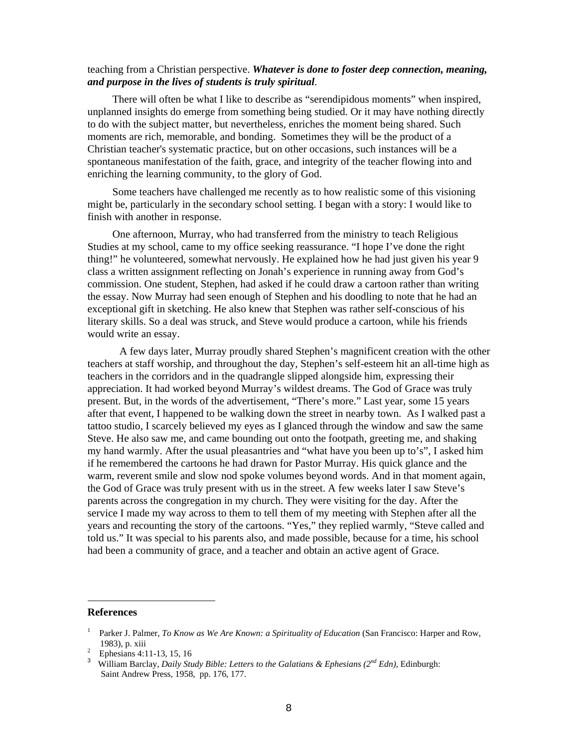teaching from a Christian perspective. ***Whatever is done to foster deep connection, meaning, and purpose in the lives of students is truly spiritual***.

There will often be what I like to describe as "serendipidous moments" when inspired, unplanned insights do emerge from something being studied. Or it may have nothing directly to do with the subject matter, but nevertheless, enriches the moment being shared. Such moments are rich, memorable, and bonding. Sometimes they will be the product of a Christian teacher's systematic practice, but on other occasions, such instances will be a spontaneous manifestation of the faith, grace, and integrity of the teacher flowing into and enriching the learning community, to the glory of God.

Some teachers have challenged me recently as to how realistic some of this visioning might be, particularly in the secondary school setting. I began with a story: I would like to finish with another in response.

One afternoon, Murray, who had transferred from the ministry to teach Religious Studies at my school, came to my office seeking reassurance. "I hope I've done the right thing!" he volunteered, somewhat nervously. He explained how he had just given his year 9 class a written assignment reflecting on Jonah's experience in running away from God's commission. One student, Stephen, had asked if he could draw a cartoon rather than writing the essay. Now Murray had seen enough of Stephen and his doodling to note that he had an exceptional gift in sketching. He also knew that Stephen was rather self-conscious of his literary skills. So a deal was struck, and Steve would produce a cartoon, while his friends would write an essay.

A few days later, Murray proudly shared Stephen's magnificent creation with the other teachers at staff worship, and throughout the day, Stephen's self-esteem hit an all-time high as teachers in the corridors and in the quadrangle slipped alongside him, expressing their appreciation. It had worked beyond Murray's wildest dreams. The God of Grace was truly present. But, in the words of the advertisement, "There's more." Last year, some 15 years after that event, I happened to be walking down the street in nearby town. As I walked past a tattoo studio, I scarcely believed my eyes as I glanced through the window and saw the same Steve. He also saw me, and came bounding out onto the footpath, greeting me, and shaking my hand warmly. After the usual pleasantries and "what have you been up to's", I asked him if he remembered the cartoons he had drawn for Pastor Murray. His quick glance and the warm, reverent smile and slow nod spoke volumes beyond words. And in that moment again, the God of Grace was truly present with us in the street. A few weeks later I saw Steve's parents across the congregation in my church. They were visiting for the day. After the service I made my way across to them to tell them of my meeting with Stephen after all the years and recounting the story of the cartoons. "Yes," they replied warmly, "Steve called and told us." It was special to his parents also, and made possible, because for a time, his school had been a community of grace, and a teacher and obtain an active agent of Grace.

---

**References**

[1] Parker J. Palmer, *To Know as We Are Known: a Spirituality of Education* (San Francisco: Harper and Row, 1983), p. xiii

[2] Ephesians 4:11-13, 15, 16

[3] William Barclay, *Daily Study Bible: Letters to the Galatians & Ephesians (2nd Edn)*, Edinburgh: Saint Andrew Press, 1958, pp. 176, 177.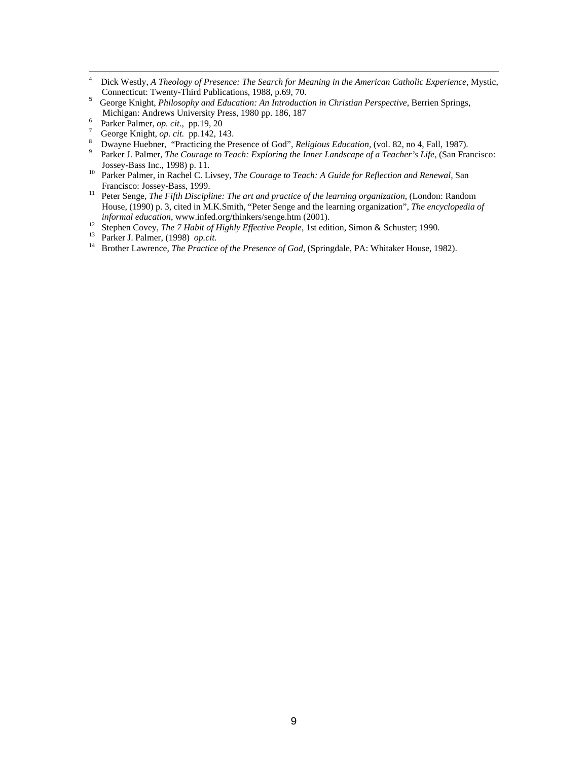[4] Dick Westly, *A Theology of Presence: The Search for Meaning in the American Catholic Experience*, Mystic, Connecticut: Twenty-Third Publications, 1988, p.69, 70.

[5] George Knight, *Philosophy and Education: An Introduction in Christian Perspective,* Berrien Springs, Michigan: Andrews University Press, 1980 pp. 186, 187

[6] Parker Palmer, *op. cit*., pp.19, 20

[7] George Knight, *op. cit.* pp.142, 143.

[8] Dwayne Huebner, "Practicing the Presence of God", *Religious Education*, (vol. 82, no 4, Fall, 1987).

[9] Parker J. Palmer, *The Courage to Teach: Exploring the Inner Landscape of a Teacher's Life*, (San Francisco: Jossey-Bass Inc., 1998) p. 11.

[10] Parker Palmer, in Rachel C. Livsey, *The Courage to Teach: A Guide for Reflection and Renewal,* San Francisco: Jossey-Bass, 1999.

[11] Peter Senge, *The Fifth Discipline: The art and practice of the learning organization*, (London: Random House, (1990) p. 3, cited in M.K.Smith, "Peter Senge and the learning organization", *The encyclopedia of informal education*, www.infed.org/thinkers/senge.htm (2001).

[12] Stephen Covey, *The 7 Habit of Highly Effective People*, 1st edition, Simon & Schuster; 1990.

[13] Parker J. Palmer, (1998) *op.cit.*

[14] Brother Lawrence, *The Practice of the Presence of God*, (Springdale, PA: Whitaker House, 1982).